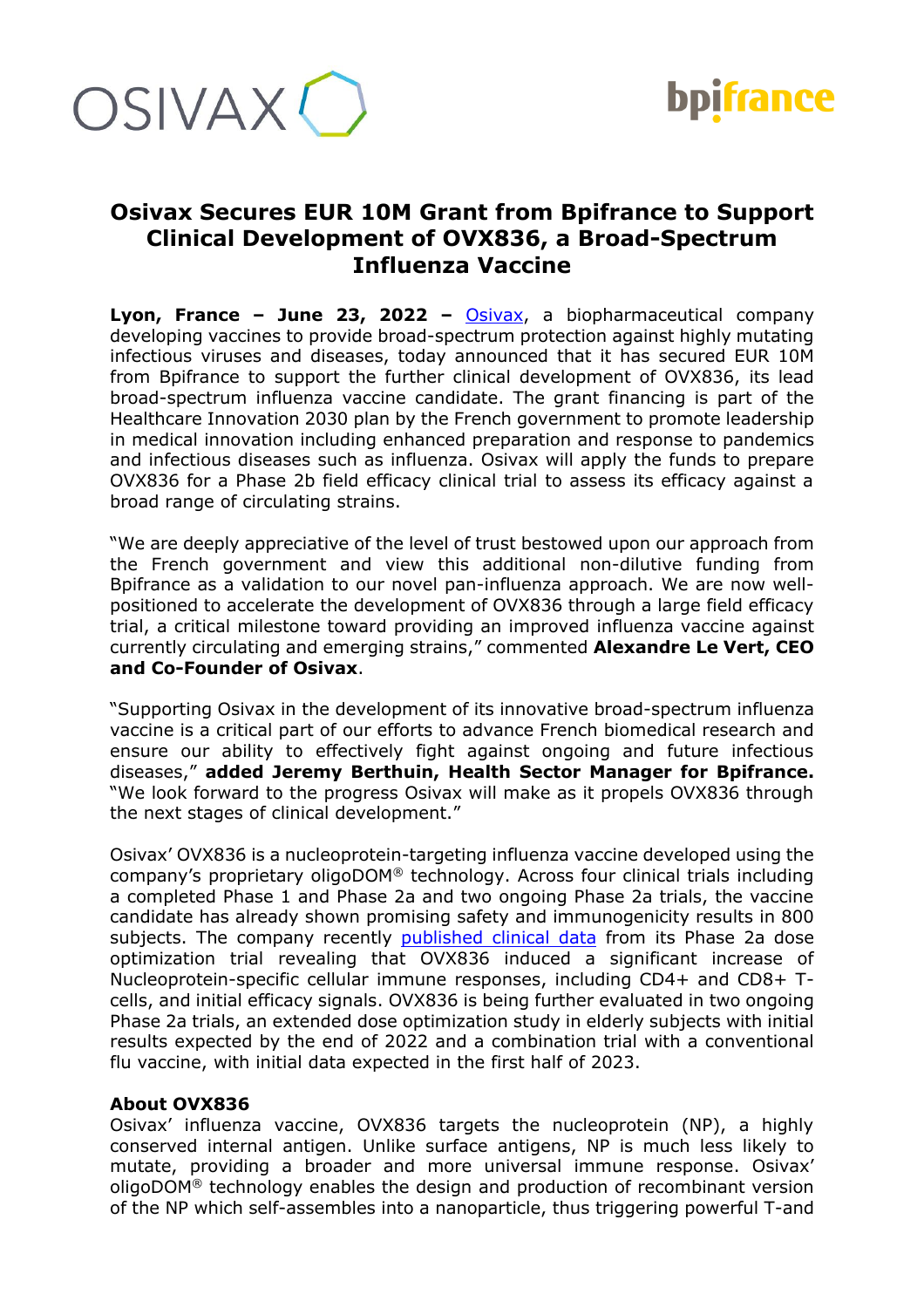# Osivax Secures EUR 10M Grant from Bpifrance to Support Clinical Development of OVX836, a Broad-Spectrum Influenza Vaccine

**Lyon, France – June 23, 2022 –** Osivax, a biopharmaceutical company developing vaccines to provide broad-spectrum protection against highly mutating infectious viruses and diseases, today announced that it has secured EUR 10M from Bpifrance to support the further clinical development of OVX836, its lead broad-spectrum influenza vaccine candidate. The grant financing is part of the Healthcare Innovation 2030 plan by the French government to promote leadership in medical innovation including enhanced preparation and response to pandemics and infectious diseases such as influenza. Osivax will apply the funds to prepare OVX836 for a Phase 2b field efficacy clinical trial to assess its efficacy against a broad range of circulating strains.

"We are deeply appreciative of the level of trust bestowed upon our approach from the French government and view this additional non-dilutive funding from Bpifrance as a validation to our novel pan-influenza approach. We are now well-positioned to accelerate the development of OVX836 through a large field efficacy trial, a critical milestone toward providing an improved influenza vaccine against currently circulating and emerging strains," commented **Alexandre Le Vert, CEO and Co-Founder of Osivax**.

"Supporting Osivax in the development of its innovative broad-spectrum influenza vaccine is a critical part of our efforts to advance French biomedical research and ensure our ability to effectively fight against ongoing and future infectious diseases," **added Jeremy Berthuin, Health Sector Manager for Bpifrance.** "We look forward to the progress Osivax will make as it propels OVX836 through the next stages of clinical development."

Osivax' OVX836 is a nucleoprotein-targeting influenza vaccine developed using the company's proprietary oligoDOM® technology. Across four clinical trials including a completed Phase 1 and Phase 2a and two ongoing Phase 2a trials, the vaccine candidate has already shown promising safety and immunogenicity results in 800 subjects. The company recently published clinical data from its Phase 2a dose optimization trial revealing that OVX836 induced a significant increase of Nucleoprotein-specific cellular immune responses, including CD4+ and CD8+ T-cells, and initial efficacy signals. OVX836 is being further evaluated in two ongoing Phase 2a trials, an extended dose optimization study in elderly subjects with initial results expected by the end of 2022 and a combination trial with a conventional flu vaccine, with initial data expected in the first half of 2023.

**About OVX836**

Osivax' influenza vaccine, OVX836 targets the nucleoprotein (NP), a highly conserved internal antigen. Unlike surface antigens, NP is much less likely to mutate, providing a broader and more universal immune response. Osivax' oligoDOM® technology enables the design and production of recombinant version of the NP which self-assembles into a nanoparticle, thus triggering powerful T-and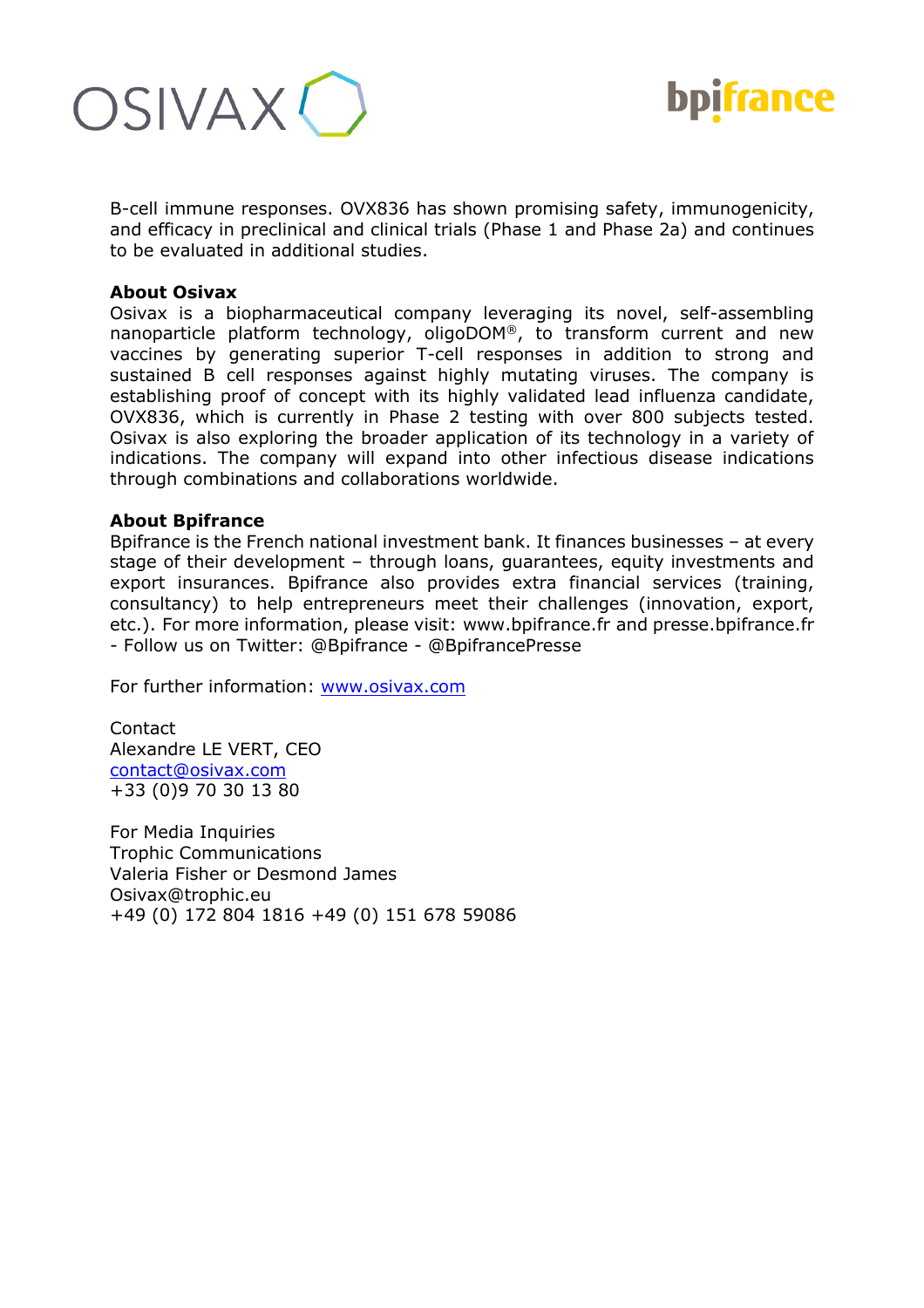B-cell immune responses. OVX836 has shown promising safety, immunogenicity, and efficacy in preclinical and clinical trials (Phase 1 and Phase 2a) and continues to be evaluated in additional studies.

**About Osivax**
Osivax is a biopharmaceutical company leveraging its novel, self-assembling nanoparticle platform technology, oligoDOM®, to transform current and new vaccines by generating superior T-cell responses in addition to strong and sustained B cell responses against highly mutating viruses. The company is establishing proof of concept with its highly validated lead influenza candidate, OVX836, which is currently in Phase 2 testing with over 800 subjects tested. Osivax is also exploring the broader application of its technology in a variety of indications. The company will expand into other infectious disease indications through combinations and collaborations worldwide.

**About Bpifrance**
Bpifrance is the French national investment bank. It finances businesses – at every stage of their development – through loans, guarantees, equity investments and export insurances. Bpifrance also provides extra financial services (training, consultancy) to help entrepreneurs meet their challenges (innovation, export, etc.). For more information, please visit: www.bpifrance.fr and presse.bpifrance.fr - Follow us on Twitter: @Bpifrance - @BpifrancePresse

For further information: [www.osivax.com](http://www.osivax.com)

Contact
Alexandre LE VERT, CEO
[contact@osivax.com](mailto:contact@osivax.com)
+33 (0)9 70 30 13 80

For Media Inquiries
Trophic Communications
Valeria Fisher or Desmond James
Osivax@trophic.eu
+49 (0) 172 804 1816 +49 (0) 151 678 59086